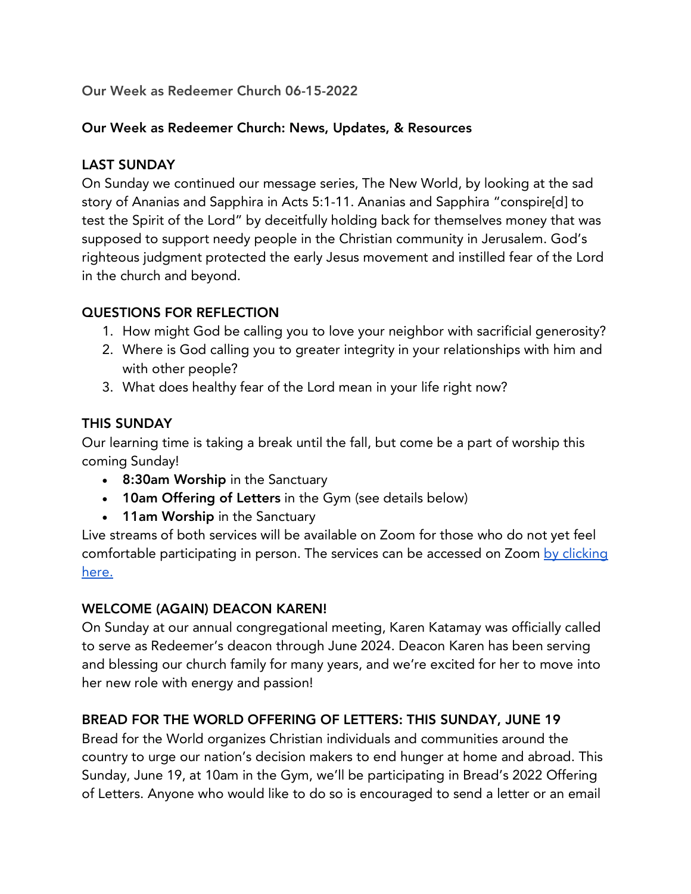Our Week as Redeemer Church 06-15-2022

## Our Week as Redeemer Church: News, Updates, & Resources

### LAST SUNDAY

On Sunday we continued our message series, The New World, by looking at the sad story of Ananias and Sapphira in Acts 5:1-11. Ananias and Sapphira "conspire[d] to test the Spirit of the Lord" by deceitfully holding back for themselves money that was supposed to support needy people in the Christian community in Jerusalem. God's righteous judgment protected the early Jesus movement and instilled fear of the Lord in the church and beyond.

### QUESTIONS FOR REFLECTION

1. How might God be calling you to love your neighbor with sacrificial generosity?
2. Where is God calling you to greater integrity in your relationships with him and with other people?
3. What does healthy fear of the Lord mean in your life right now?

### THIS SUNDAY

Our learning time is taking a break until the fall, but come be a part of worship this coming Sunday!

- **8:30am Worship** in the Sanctuary
- **10am Offering of Letters** in the Gym (see details below)
- **11am Worship** in the Sanctuary

Live streams of both services will be available on Zoom for those who do not yet feel comfortable participating in person. The services can be accessed on Zoom [by clicking here.]()

### WELCOME (AGAIN) DEACON KAREN!

On Sunday at our annual congregational meeting, Karen Katamay was officially called to serve as Redeemer's deacon through June 2024. Deacon Karen has been serving and blessing our church family for many years, and we're excited for her to move into her new role with energy and passion!

### BREAD FOR THE WORLD OFFERING OF LETTERS: THIS SUNDAY, JUNE 19

Bread for the World organizes Christian individuals and communities around the country to urge our nation's decision makers to end hunger at home and abroad. This Sunday, June 19, at 10am in the Gym, we'll be participating in Bread's 2022 Offering of Letters. Anyone who would like to do so is encouraged to send a letter or an email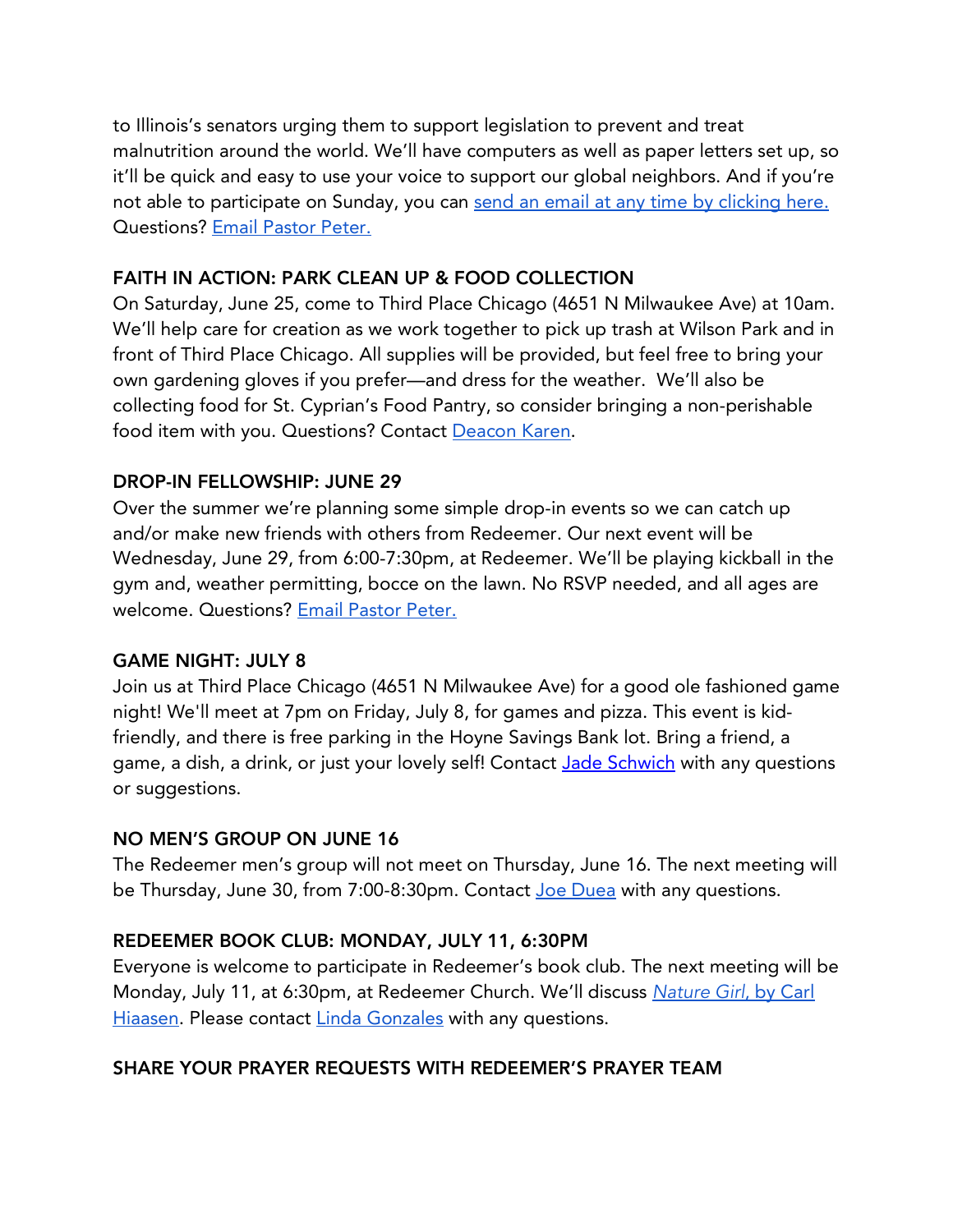to Illinois's senators urging them to support legislation to prevent and treat malnutrition around the world. We'll have computers as well as paper letters set up, so it'll be quick and easy to use your voice to support our global neighbors. And if you're not able to participate on Sunday, you can send an email at any time by clicking here. Questions? Email Pastor Peter.

**FAITH IN ACTION: PARK CLEAN UP & FOOD COLLECTION**

On Saturday, June 25, come to Third Place Chicago (4651 N Milwaukee Ave) at 10am. We'll help care for creation as we work together to pick up trash at Wilson Park and in front of Third Place Chicago. All supplies will be provided, but feel free to bring your own gardening gloves if you prefer—and dress for the weather. We'll also be collecting food for St. Cyprian's Food Pantry, so consider bringing a non-perishable food item with you. Questions? Contact Deacon Karen.

**DROP-IN FELLOWSHIP: JUNE 29**

Over the summer we're planning some simple drop-in events so we can catch up and/or make new friends with others from Redeemer. Our next event will be Wednesday, June 29, from 6:00-7:30pm, at Redeemer. We'll be playing kickball in the gym and, weather permitting, bocce on the lawn. No RSVP needed, and all ages are welcome. Questions? Email Pastor Peter.

**GAME NIGHT: JULY 8**

Join us at Third Place Chicago (4651 N Milwaukee Ave) for a good ole fashioned game night! We'll meet at 7pm on Friday, July 8, for games and pizza. This event is kid-friendly, and there is free parking in the Hoyne Savings Bank lot. Bring a friend, a game, a dish, a drink, or just your lovely self! Contact Jade Schwich with any questions or suggestions.

**NO MEN'S GROUP ON JUNE 16**

The Redeemer men's group will not meet on Thursday, June 16. The next meeting will be Thursday, June 30, from 7:00-8:30pm. Contact Joe Duea with any questions.

**REDEEMER BOOK CLUB: MONDAY, JULY 11, 6:30PM**

Everyone is welcome to participate in Redeemer's book club. The next meeting will be Monday, July 11, at 6:30pm, at Redeemer Church. We'll discuss *Nature Girl*, by Carl Hiaasen. Please contact Linda Gonzales with any questions.

**SHARE YOUR PRAYER REQUESTS WITH REDEEMER'S PRAYER TEAM**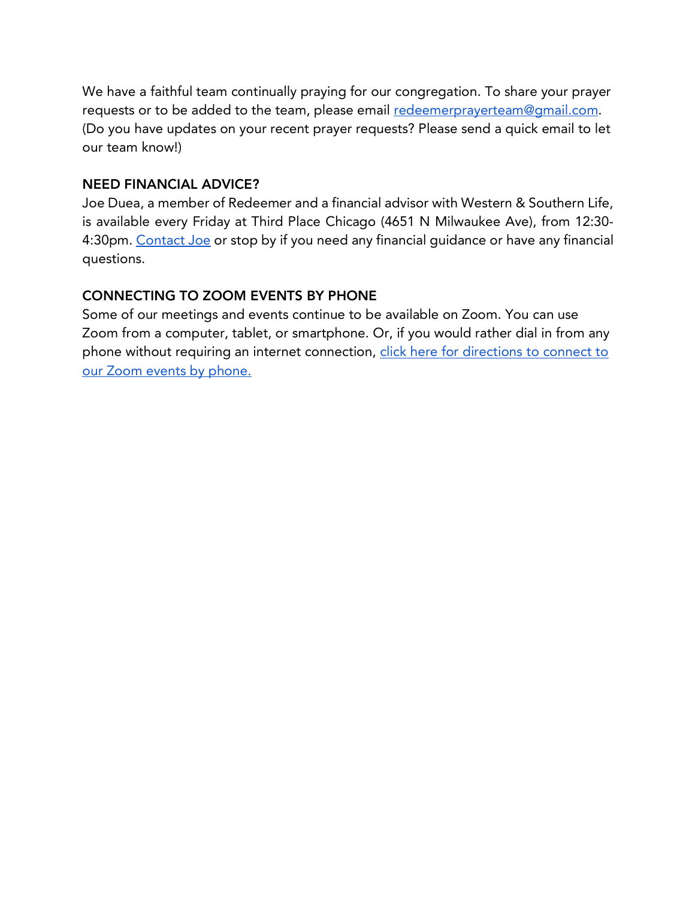We have a faithful team continually praying for our congregation. To share your prayer requests or to be added to the team, please email redeemerprayerteam@gmail.com. (Do you have updates on your recent prayer requests? Please send a quick email to let our team know!)

**NEED FINANCIAL ADVICE?**

Joe Duea, a member of Redeemer and a financial advisor with Western & Southern Life, is available every Friday at Third Place Chicago (4651 N Milwaukee Ave), from 12:30-4:30pm. Contact Joe or stop by if you need any financial guidance or have any financial questions.

**CONNECTING TO ZOOM EVENTS BY PHONE**

Some of our meetings and events continue to be available on Zoom. You can use Zoom from a computer, tablet, or smartphone. Or, if you would rather dial in from any phone without requiring an internet connection, click here for directions to connect to our Zoom events by phone.